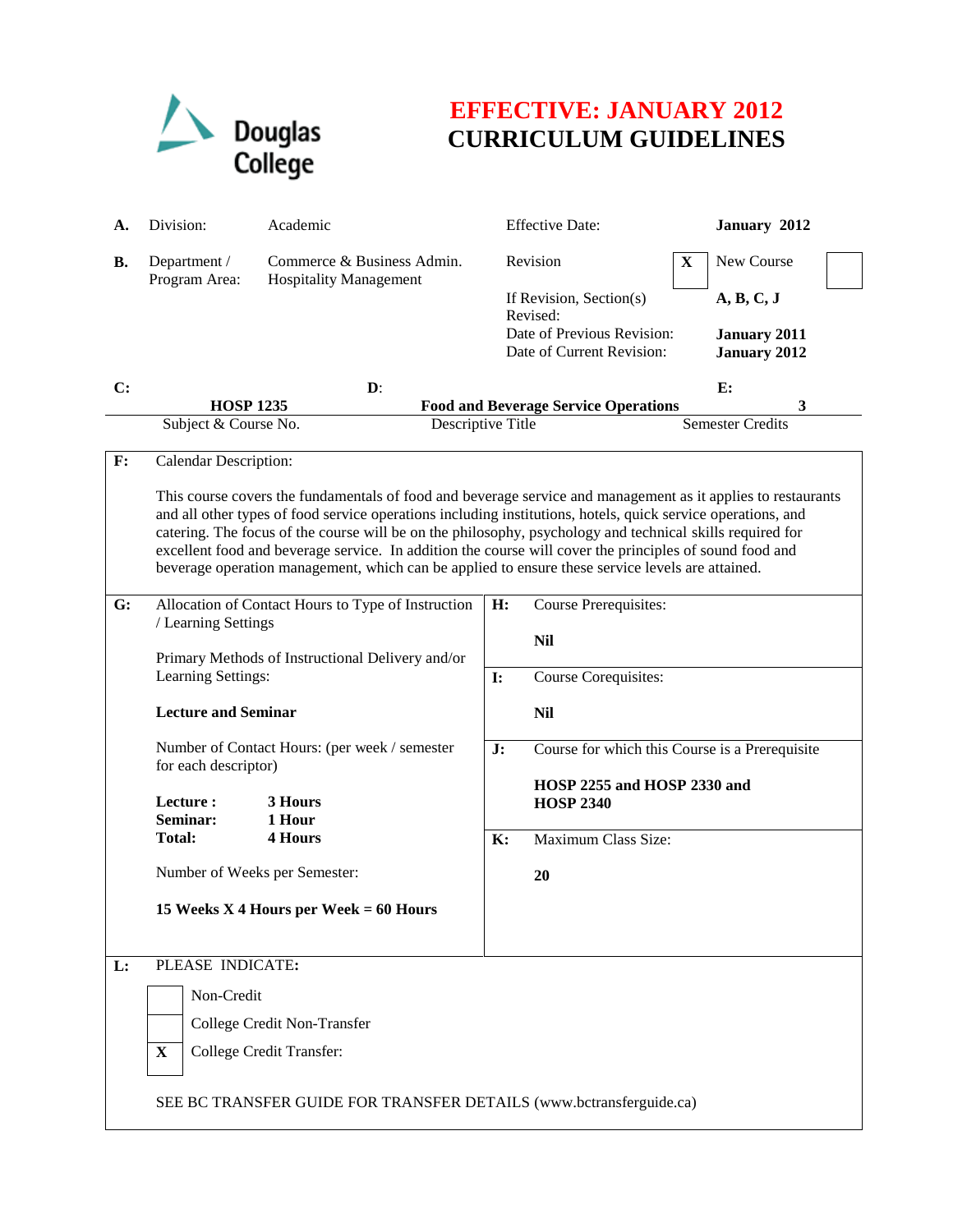Douglas College

# EFFECTIVE: JANUARY 2012
# CURRICULUM GUIDELINES

| | | | | |
|---|---|---|---|---|
| **A.** | Division: | Academic | Effective Date: | **January 2012** |
| **B.** | Department / Program Area: | Commerce & Business Admin. Hospitality Management | Revision **X** | New Course ☐ |
| | | | If Revision, Section(s) Revised: | **A, B, C, J** |
| | | | Date of Previous Revision: | **January 2011** |
| | | | Date of Current Revision: | **January 2012** |

| **C:** | **D:** | **E:** |
|---|---|---|
| **HOSP 1235** | **Food and Beverage Service Operations** | **3** |
| Subject & Course No. | Descriptive Title | Semester Credits |

**F:** Calendar Description:

This course covers the fundamentals of food and beverage service and management as it applies to restaurants and all other types of food service operations including institutions, hotels, quick service operations, and catering. The focus of the course will be on the philosophy, psychology and technical skills required for excellent food and beverage service. In addition the course will cover the principles of sound food and beverage operation management, which can be applied to ensure these service levels are attained.

**G:** Allocation of Contact Hours to Type of Instruction / Learning Settings

Primary Methods of Instructional Delivery and/or Learning Settings:

**Lecture and Seminar**

Number of Contact Hours: (per week / semester for each descriptor)

**Lecture :** **3 Hours**
**Seminar:** **1 Hour**
**Total:** **4 Hours**

Number of Weeks per Semester:

**15 Weeks X 4 Hours per Week = 60 Hours**

**H:** Course Prerequisites:

**Nil**

**I:** Course Corequisites:

**Nil**

**J:** Course for which this Course is a Prerequisite

**HOSP 2255 and HOSP 2330 and HOSP 2340**

**K:** Maximum Class Size:

**20**

**L:** PLEASE INDICATE:

- [ ] Non-Credit
- [ ] College Credit Non-Transfer
- [x] College Credit Transfer:

SEE BC TRANSFER GUIDE FOR TRANSFER DETAILS (www.bctransferguide.ca)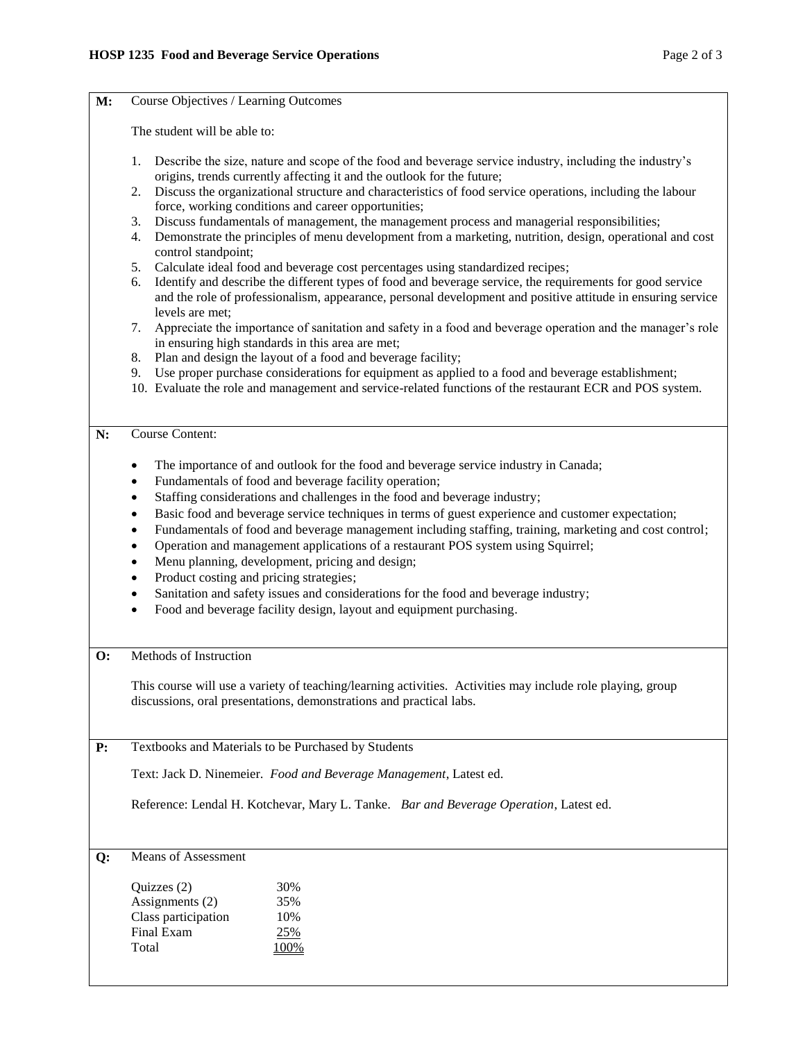**M:** Course Objectives / Learning Outcomes

The student will be able to:

1. Describe the size, nature and scope of the food and beverage service industry, including the industry's origins, trends currently affecting it and the outlook for the future;
2. Discuss the organizational structure and characteristics of food service operations, including the labour force, working conditions and career opportunities;
3. Discuss fundamentals of management, the management process and managerial responsibilities;
4. Demonstrate the principles of menu development from a marketing, nutrition, design, operational and cost control standpoint;
5. Calculate ideal food and beverage cost percentages using standardized recipes;
6. Identify and describe the different types of food and beverage service, the requirements for good service and the role of professionalism, appearance, personal development and positive attitude in ensuring service levels are met;
7. Appreciate the importance of sanitation and safety in a food and beverage operation and the manager's role in ensuring high standards in this area are met;
8. Plan and design the layout of a food and beverage facility;
9. Use proper purchase considerations for equipment as applied to a food and beverage establishment;
10. Evaluate the role and management and service-related functions of the restaurant ECR and POS system.

**N:** Course Content:

- The importance of and outlook for the food and beverage service industry in Canada;
- Fundamentals of food and beverage facility operation;
- Staffing considerations and challenges in the food and beverage industry;
- Basic food and beverage service techniques in terms of guest experience and customer expectation;
- Fundamentals of food and beverage management including staffing, training, marketing and cost control;
- Operation and management applications of a restaurant POS system using Squirrel;
- Menu planning, development, pricing and design;
- Product costing and pricing strategies;
- Sanitation and safety issues and considerations for the food and beverage industry;
- Food and beverage facility design, layout and equipment purchasing.

**O:** Methods of Instruction

This course will use a variety of teaching/learning activities. Activities may include role playing, group discussions, oral presentations, demonstrations and practical labs.

**P:** Textbooks and Materials to be Purchased by Students

Text: Jack D. Ninemeier. *Food and Beverage Management*, Latest ed.

Reference: Lendal H. Kotchevar, Mary L. Tanke. *Bar and Beverage Operation*, Latest ed.

**Q:** Means of Assessment

| | |
|---|---|
| Quizzes (2) | 30% |
| Assignments (2) | 35% |
| Class participation | 10% |
| Final Exam | 25% |
| Total | 100% |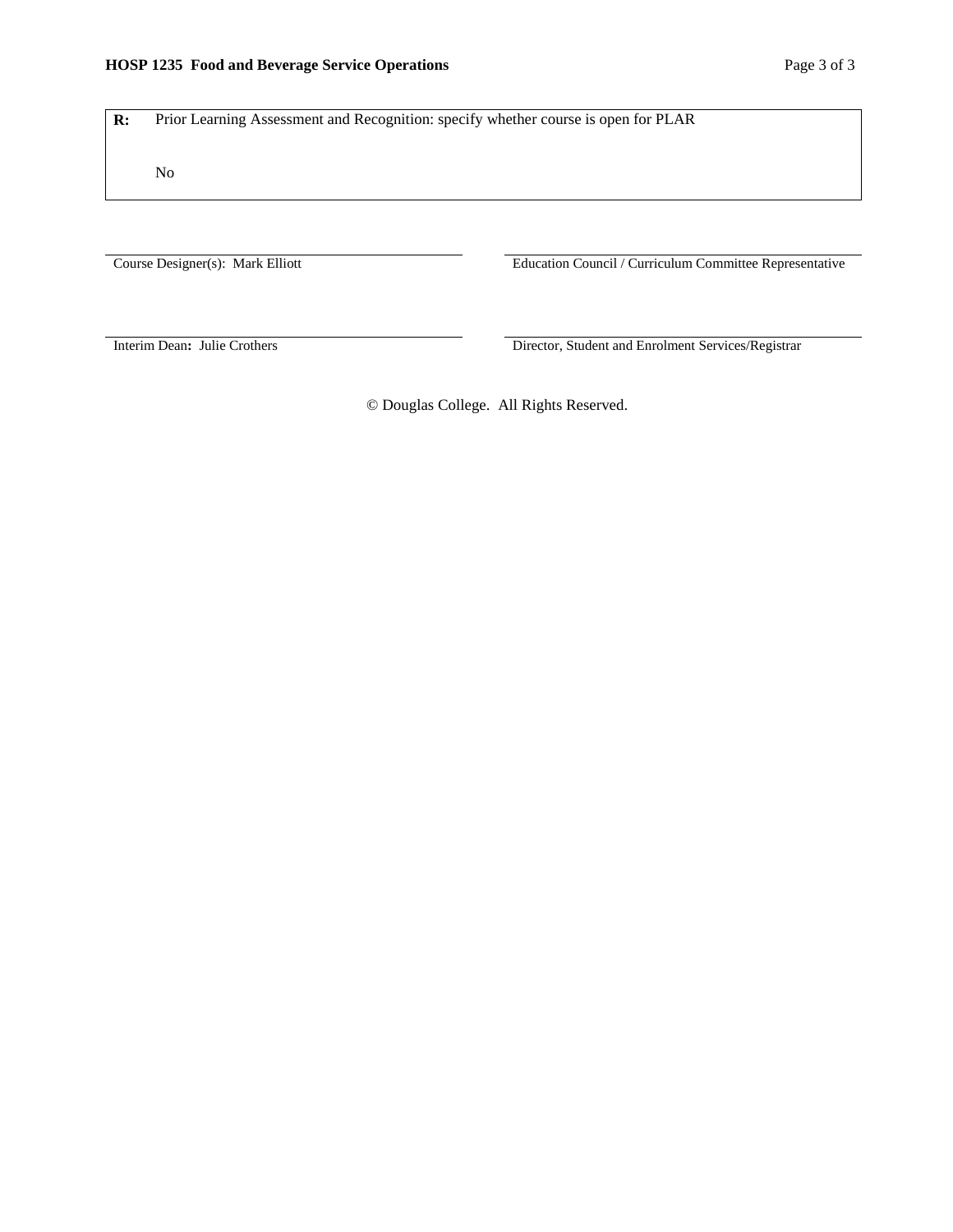**R:** Prior Learning Assessment and Recognition: specify whether course is open for PLAR

No

Course Designer(s): Mark Elliott

Education Council / Curriculum Committee Representative

Interim Dean**:** Julie Crothers

Director, Student and Enrolment Services/Registrar

© Douglas College. All Rights Reserved.